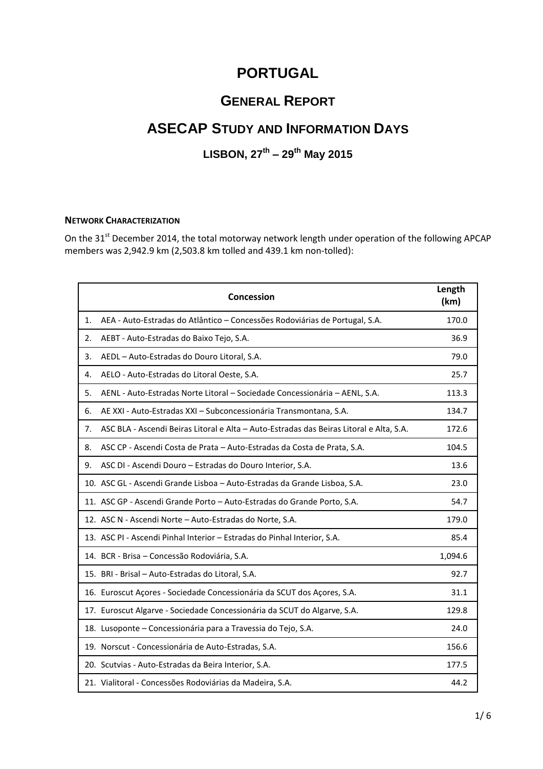# PORTUGAL

## General Report

## ASECAP Study and Information Days

### LISBON, 27th – 29th May 2015

**Network Characterization**

On the 31st December 2014, the total motorway network length under operation of the following APCAP members was 2,942.9 km (2,503.8 km tolled and 439.1 km non-tolled):

| Concession | Length (km) |
|---|---|
| 1. AEA - Auto-Estradas do Atlântico – Concessões Rodoviárias de Portugal, S.A. | 170.0 |
| 2. AEBT - Auto-Estradas do Baixo Tejo, S.A. | 36.9 |
| 3. AEDL – Auto-Estradas do Douro Litoral, S.A. | 79.0 |
| 4. AELO - Auto-Estradas do Litoral Oeste, S.A. | 25.7 |
| 5. AENL - Auto-Estradas Norte Litoral – Sociedade Concessionária – AENL, S.A. | 113.3 |
| 6. AE XXI - Auto-Estradas XXI – Subconcessionária Transmontana, S.A. | 134.7 |
| 7. ASC BLA - Ascendi Beiras Litoral e Alta – Auto-Estradas das Beiras Litoral e Alta, S.A. | 172.6 |
| 8. ASC CP - Ascendi Costa de Prata – Auto-Estradas da Costa de Prata, S.A. | 104.5 |
| 9. ASC DI - Ascendi Douro – Estradas do Douro Interior, S.A. | 13.6 |
| 10. ASC GL - Ascendi Grande Lisboa – Auto-Estradas da Grande Lisboa, S.A. | 23.0 |
| 11. ASC GP - Ascendi Grande Porto – Auto-Estradas do Grande Porto, S.A. | 54.7 |
| 12. ASC N - Ascendi Norte – Auto-Estradas do Norte, S.A. | 179.0 |
| 13. ASC PI - Ascendi Pinhal Interior – Estradas do Pinhal Interior, S.A. | 85.4 |
| 14. BCR - Brisa – Concessão Rodoviária, S.A. | 1,094.6 |
| 15. BRI - Brisal – Auto-Estradas do Litoral, S.A. | 92.7 |
| 16. Euroscut Açores - Sociedade Concessionária da SCUT dos Açores, S.A. | 31.1 |
| 17. Euroscut Algarve - Sociedade Concessionária da SCUT do Algarve, S.A. | 129.8 |
| 18. Lusoponte – Concessionária para a Travessia do Tejo, S.A. | 24.0 |
| 19. Norscut - Concessionária de Auto-Estradas, S.A. | 156.6 |
| 20. Scutvias - Auto-Estradas da Beira Interior, S.A. | 177.5 |
| 21. Vialitoral - Concessões Rodoviárias da Madeira, S.A. | 44.2 |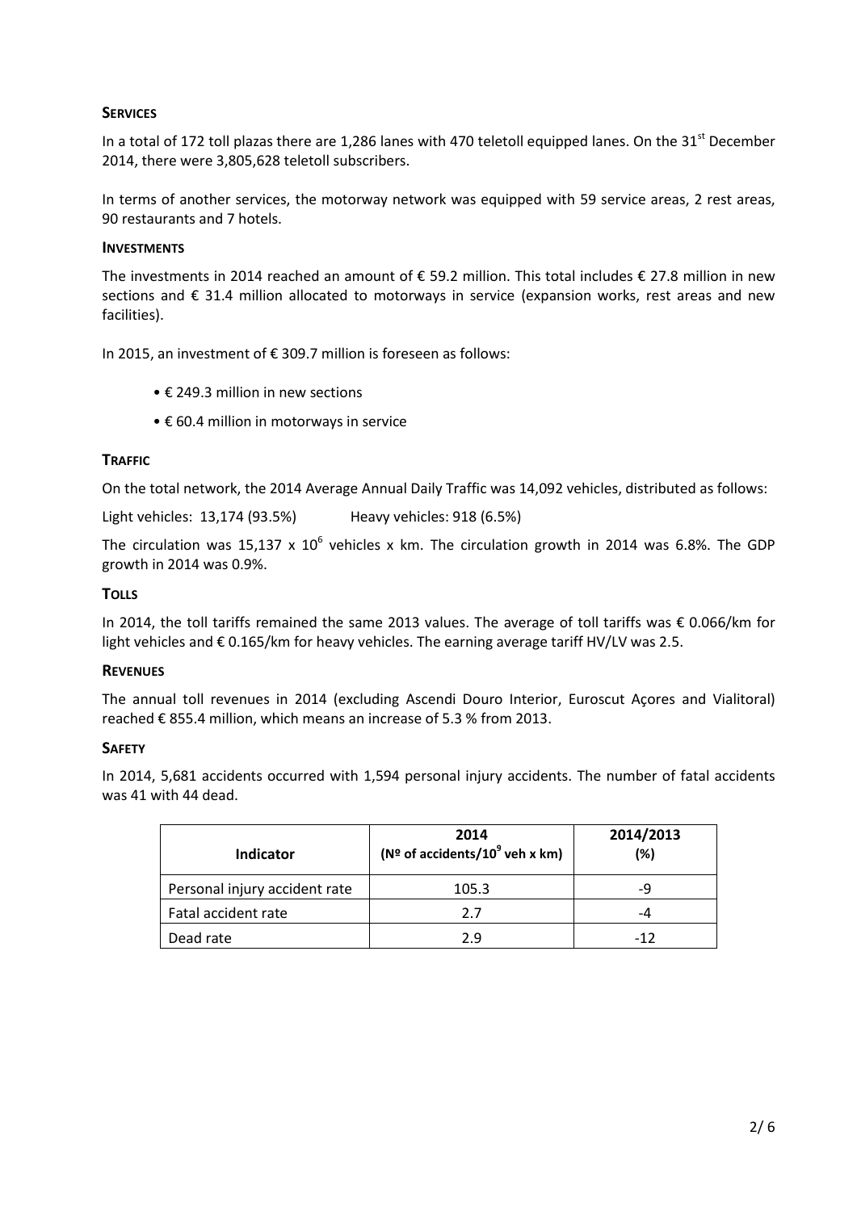### SERVICES

In a total of 172 toll plazas there are 1,286 lanes with 470 teletoll equipped lanes. On the 31st December 2014, there were 3,805,628 teletoll subscribers.

In terms of another services, the motorway network was equipped with 59 service areas, 2 rest areas, 90 restaurants and 7 hotels.

### INVESTMENTS

The investments in 2014 reached an amount of € 59.2 million. This total includes € 27.8 million in new sections and € 31.4 million allocated to motorways in service (expansion works, rest areas and new facilities).

In 2015, an investment of € 309.7 million is foreseen as follows:

- € 249.3 million in new sections
- € 60.4 million in motorways in service

### TRAFFIC

On the total network, the 2014 Average Annual Daily Traffic was 14,092 vehicles, distributed as follows:

Light vehicles: 13,174 (93.5%) Heavy vehicles: 918 (6.5%)

The circulation was 15,137 x $10^6$ vehicles x km. The circulation growth in 2014 was 6.8%. The GDP growth in 2014 was 0.9%.

### TOLLS

In 2014, the toll tariffs remained the same 2013 values. The average of toll tariffs was € 0.066/km for light vehicles and € 0.165/km for heavy vehicles. The earning average tariff HV/LV was 2.5.

### REVENUES

The annual toll revenues in 2014 (excluding Ascendi Douro Interior, Euroscut Açores and Vialitoral) reached € 855.4 million, which means an increase of 5.3 % from 2013.

### SAFETY

In 2014, 5,681 accidents occurred with 1,594 personal injury accidents. The number of fatal accidents was 41 with 44 dead.

| Indicator | 2014 (Nº of accidents/$10^9$ veh x km) | 2014/2013 (%) |
|---|---|---|
| Personal injury accident rate | 105.3 | -9 |
| Fatal accident rate | 2.7 | -4 |
| Dead rate | 2.9 | -12 |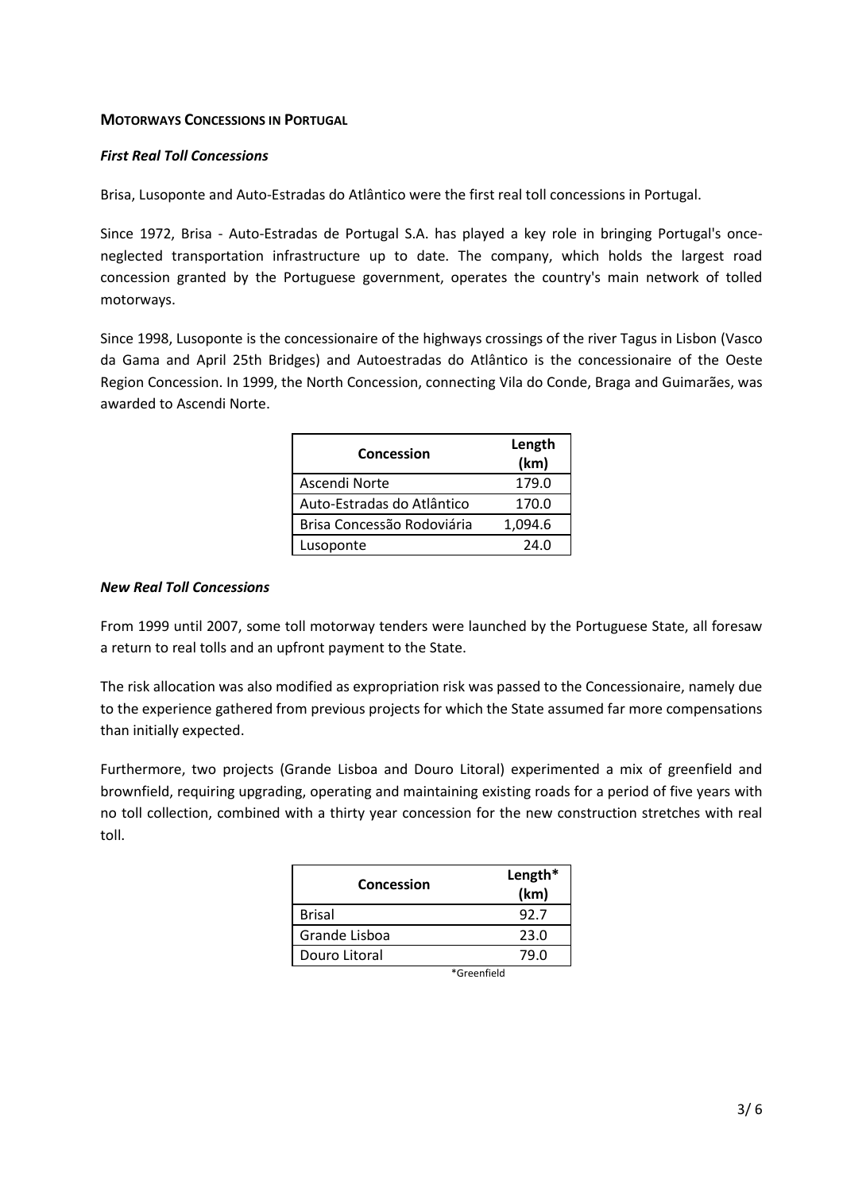**MOTORWAYS CONCESSIONS IN PORTUGAL**

***First Real Toll Concessions***

Brisa, Lusoponte and Auto-Estradas do Atlântico were the first real toll concessions in Portugal.

Since 1972, Brisa - Auto-Estradas de Portugal S.A. has played a key role in bringing Portugal's once-neglected transportation infrastructure up to date. The company, which holds the largest road concession granted by the Portuguese government, operates the country's main network of tolled motorways.

Since 1998, Lusoponte is the concessionaire of the highways crossings of the river Tagus in Lisbon (Vasco da Gama and April 25th Bridges) and Autoestradas do Atlântico is the concessionaire of the Oeste Region Concession. In 1999, the North Concession, connecting Vila do Conde, Braga and Guimarães, was awarded to Ascendi Norte.

| Concession | Length (km) |
|---|---|
| Ascendi Norte | 179.0 |
| Auto-Estradas do Atlântico | 170.0 |
| Brisa Concessão Rodoviária | 1,094.6 |
| Lusoponte | 24.0 |

***New Real Toll Concessions***

From 1999 until 2007, some toll motorway tenders were launched by the Portuguese State, all foresaw a return to real tolls and an upfront payment to the State.

The risk allocation was also modified as expropriation risk was passed to the Concessionaire, namely due to the experience gathered from previous projects for which the State assumed far more compensations than initially expected.

Furthermore, two projects (Grande Lisboa and Douro Litoral) experimented a mix of greenfield and brownfield, requiring upgrading, operating and maintaining existing roads for a period of five years with no toll collection, combined with a thirty year concession for the new construction stretches with real toll.

| Concession | Length* (km) |
|---|---|
| Brisal | 92.7 |
| Grande Lisboa | 23.0 |
| Douro Litoral | 79.0 |

*Greenfield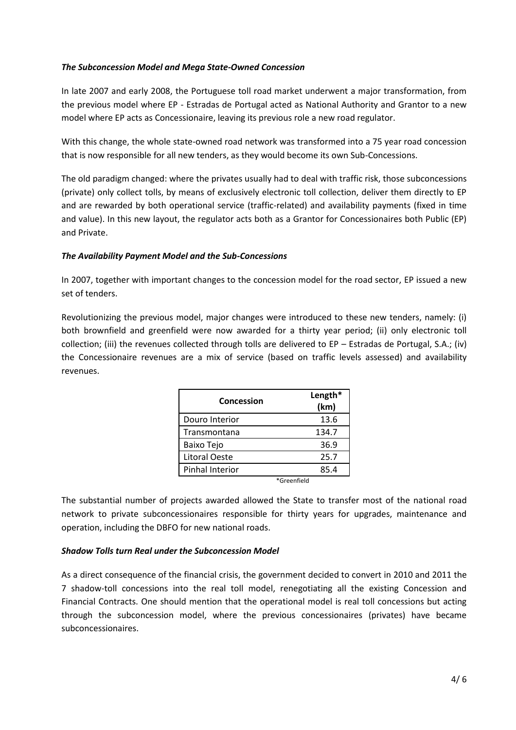### *The Subconcession Model and Mega State-Owned Concession*

In late 2007 and early 2008, the Portuguese toll road market underwent a major transformation, from the previous model where EP - Estradas de Portugal acted as National Authority and Grantor to a new model where EP acts as Concessionaire, leaving its previous role a new road regulator.

With this change, the whole state-owned road network was transformed into a 75 year road concession that is now responsible for all new tenders, as they would become its own Sub-Concessions.

The old paradigm changed: where the privates usually had to deal with traffic risk, those subconcessions (private) only collect tolls, by means of exclusively electronic toll collection, deliver them directly to EP and are rewarded by both operational service (traffic-related) and availability payments (fixed in time and value). In this new layout, the regulator acts both as a Grantor for Concessionaires both Public (EP) and Private.

### *The Availability Payment Model and the Sub-Concessions*

In 2007, together with important changes to the concession model for the road sector, EP issued a new set of tenders.

Revolutionizing the previous model, major changes were introduced to these new tenders, namely: (i) both brownfield and greenfield were now awarded for a thirty year period; (ii) only electronic toll collection; (iii) the revenues collected through tolls are delivered to EP – Estradas de Portugal, S.A.; (iv) the Concessionaire revenues are a mix of service (based on traffic levels assessed) and availability revenues.

| Concession | Length* (km) |
|---|---|
| Douro Interior | 13.6 |
| Transmontana | 134.7 |
| Baixo Tejo | 36.9 |
| Litoral Oeste | 25.7 |
| Pinhal Interior | 85.4 |

*Greenfield

The substantial number of projects awarded allowed the State to transfer most of the national road network to private subconcessionaires responsible for thirty years for upgrades, maintenance and operation, including the DBFO for new national roads.

### *Shadow Tolls turn Real under the Subconcession Model*

As a direct consequence of the financial crisis, the government decided to convert in 2010 and 2011 the 7 shadow-toll concessions into the real toll model, renegotiating all the existing Concession and Financial Contracts. One should mention that the operational model is real toll concessions but acting through the subconcession model, where the previous concessionaires (privates) have became subconcessionaires.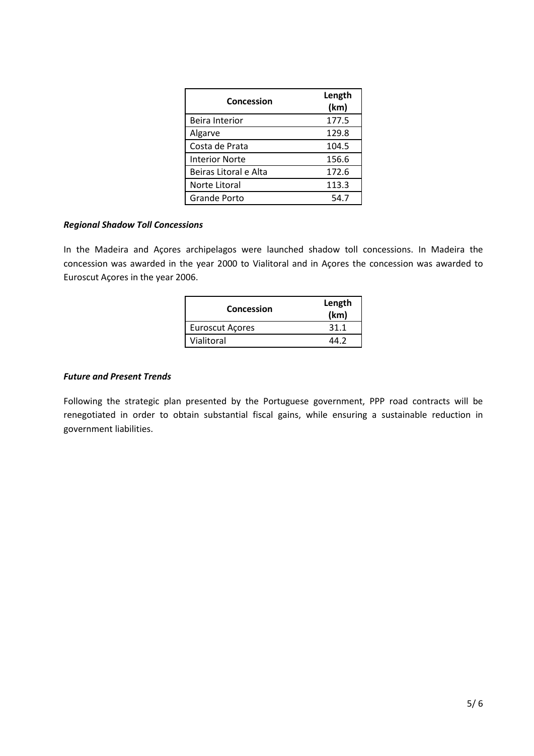| Concession | Length (km) |
|---|---|
| Beira Interior | 177.5 |
| Algarve | 129.8 |
| Costa de Prata | 104.5 |
| Interior Norte | 156.6 |
| Beiras Litoral e Alta | 172.6 |
| Norte Litoral | 113.3 |
| Grande Porto | 54.7 |

### ***Regional Shadow Toll Concessions***

In the Madeira and Açores archipelagos were launched shadow toll concessions. In Madeira the concession was awarded in the year 2000 to Vialitoral and in Açores the concession was awarded to Euroscut Açores in the year 2006.

| Concession | Length (km) |
|---|---|
| Euroscut Açores | 31.1 |
| Vialitoral | 44.2 |

### ***Future and Present Trends***

Following the strategic plan presented by the Portuguese government, PPP road contracts will be renegotiated in order to obtain substantial fiscal gains, while ensuring a sustainable reduction in government liabilities.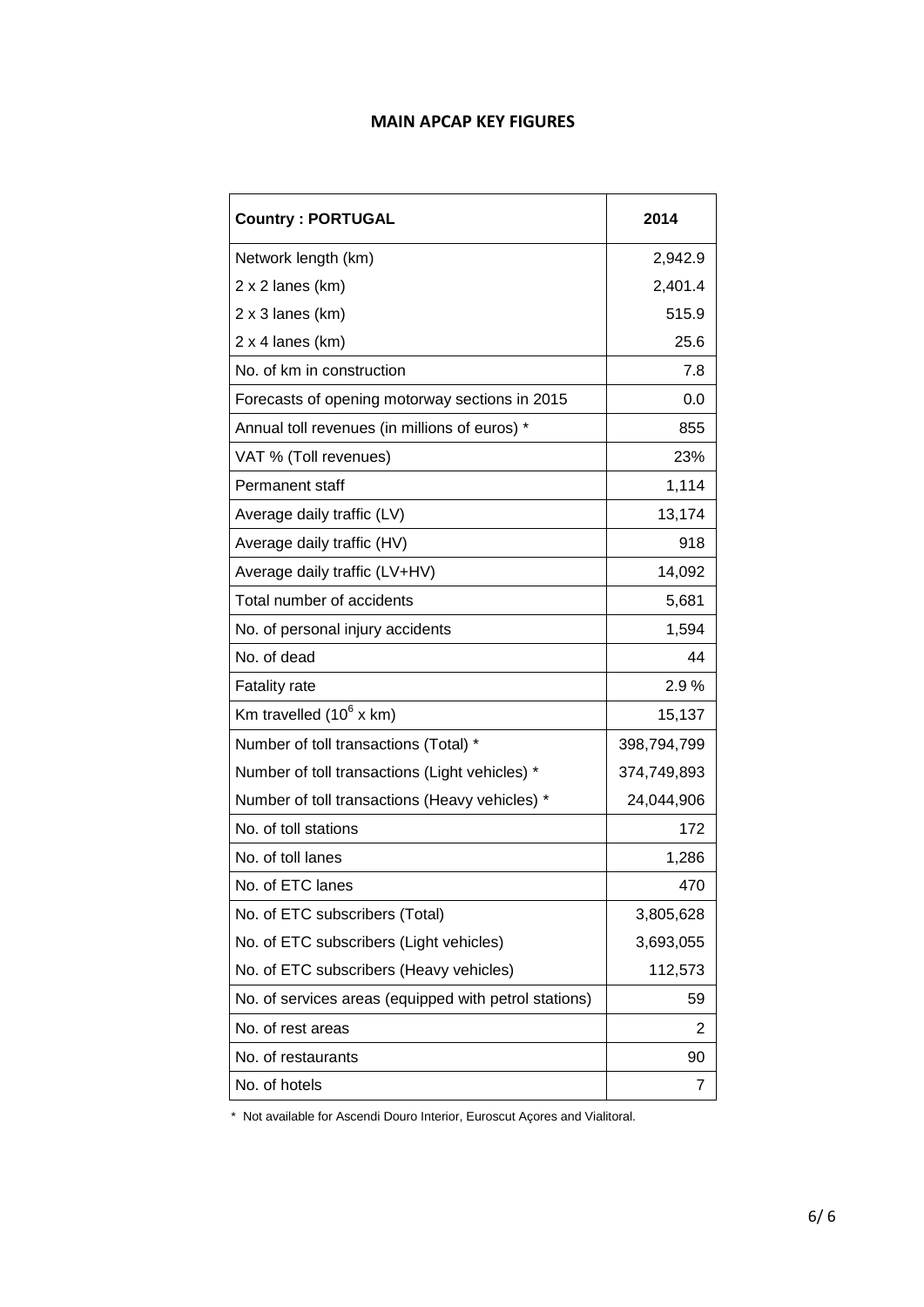## MAIN APCAP KEY FIGURES

| Country : PORTUGAL | 2014 |
|---|---|
| Network length (km) | 2,942.9 |
| 2 x 2 lanes (km) | 2,401.4 |
| 2 x 3 lanes (km) | 515.9 |
| 2 x 4 lanes (km) | 25.6 |
| No. of km in construction | 7.8 |
| Forecasts of opening motorway sections in 2015 | 0.0 |
| Annual toll revenues (in millions of euros) * | 855 |
| VAT % (Toll revenues) | 23% |
| Permanent staff | 1,114 |
| Average daily traffic (LV) | 13,174 |
| Average daily traffic (HV) | 918 |
| Average daily traffic (LV+HV) | 14,092 |
| Total number of accidents | 5,681 |
| No. of personal injury accidents | 1,594 |
| No. of dead | 44 |
| Fatality rate | 2.9 % |
| Km travelled ($10^6$ x km) | 15,137 |
| Number of toll transactions (Total) * | 398,794,799 |
| Number of toll transactions (Light vehicles) * | 374,749,893 |
| Number of toll transactions (Heavy vehicles) * | 24,044,906 |
| No. of toll stations | 172 |
| No. of toll lanes | 1,286 |
| No. of ETC lanes | 470 |
| No. of ETC subscribers (Total) | 3,805,628 |
| No. of ETC subscribers (Light vehicles) | 3,693,055 |
| No. of ETC subscribers (Heavy vehicles) | 112,573 |
| No. of services areas (equipped with petrol stations) | 59 |
| No. of rest areas | 2 |
| No. of restaurants | 90 |
| No. of hotels | 7 |

\* Not available for Ascendi Douro Interior, Euroscut Açores and Vialitoral.